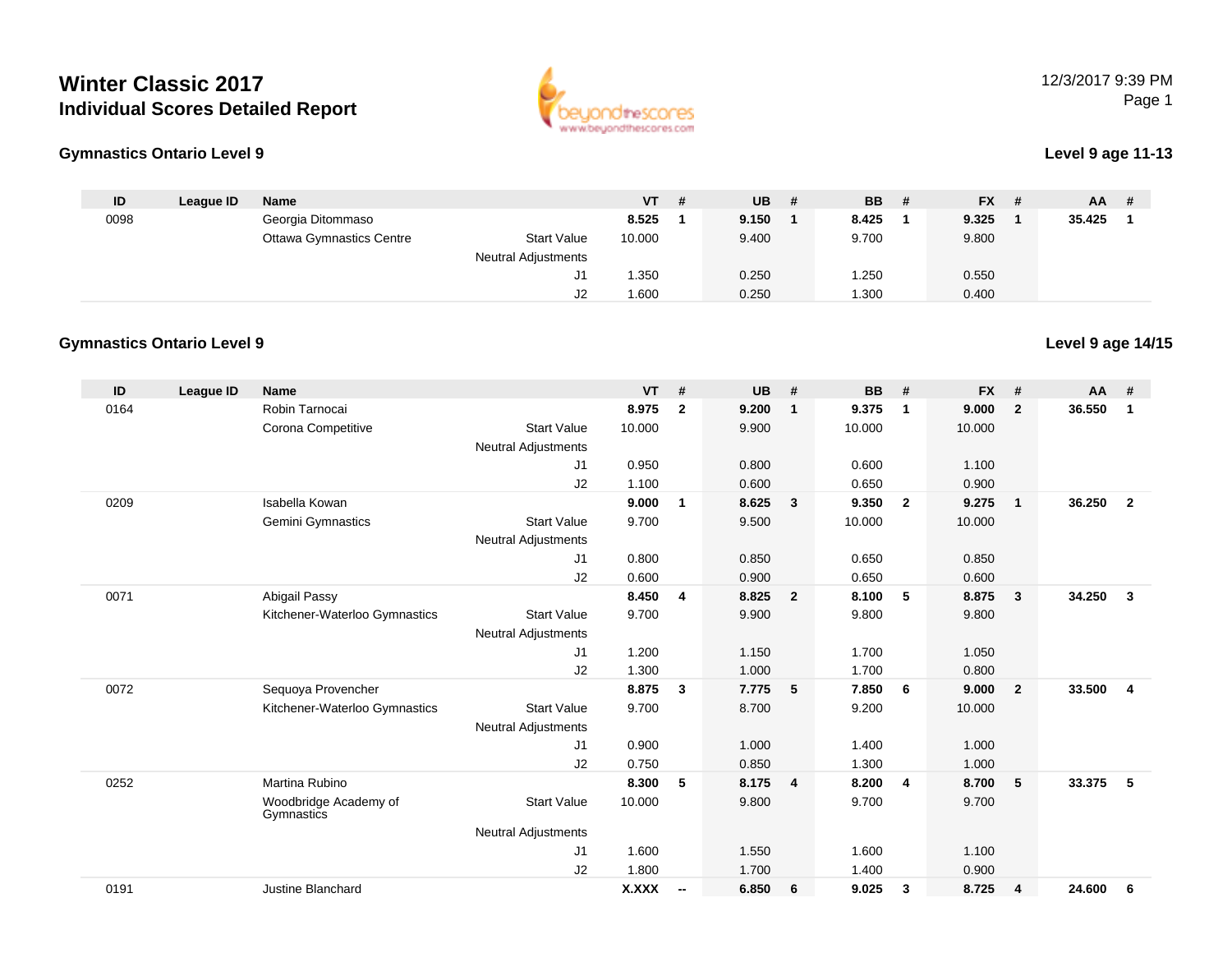# Winter Classic 2017
## Individual Scores Detailed Report

12/3/2017 9:39 PM

### Gymnastics Ontario Level 9

**Level 9 age 11-13**

| ID | League ID | Name | | VT | # | UB | # | BB | # | FX | # | AA | # |
|---|---|---|---|---|---|---|---|---|---|---|---|---|---|
| 0098 | | Georgia Ditommaso | | **8.525** | **1** | **9.150** | **1** | **8.425** | **1** | **9.325** | **1** | **35.425** | **1** |
| | | Ottawa Gymnastics Centre | Start Value | 10.000 | | 9.400 | | 9.700 | | 9.800 | | | |
| | | | Neutral Adjustments | | | | | | | | | | |
| | | | J1 | 1.350 | | 0.250 | | 1.250 | | 0.550 | | | |
| | | | J2 | 1.600 | | 0.250 | | 1.300 | | 0.400 | | | |

### Gymnastics Ontario Level 9

**Level 9 age 14/15**

| ID | League ID | Name | | VT | # | UB | # | BB | # | FX | # | AA | # |
|---|---|---|---|---|---|---|---|---|---|---|---|---|---|
| 0164 | | Robin Tarnocai | | **8.975** | **2** | **9.200** | **1** | **9.375** | **1** | **9.000** | **2** | **36.550** | **1** |
| | | Corona Competitive | Start Value | 10.000 | | 9.900 | | 10.000 | | 10.000 | | | |
| | | | Neutral Adjustments | | | | | | | | | | |
| | | | J1 | 0.950 | | 0.800 | | 0.600 | | 1.100 | | | |
| | | | J2 | 1.100 | | 0.600 | | 0.650 | | 0.900 | | | |
| 0209 | | Isabella Kowan | | **9.000** | **1** | **8.625** | **3** | **9.350** | **2** | **9.275** | **1** | **36.250** | **2** |
| | | Gemini Gymnastics | Start Value | 9.700 | | 9.500 | | 10.000 | | 10.000 | | | |
| | | | Neutral Adjustments | | | | | | | | | | |
| | | | J1 | 0.800 | | 0.850 | | 0.650 | | 0.850 | | | |
| | | | J2 | 0.600 | | 0.900 | | 0.650 | | 0.600 | | | |
| 0071 | | Abigail Passy | | **8.450** | **4** | **8.825** | **2** | **8.100** | **5** | **8.875** | **3** | **34.250** | **3** |
| | | Kitchener-Waterloo Gymnastics | Start Value | 9.700 | | 9.900 | | 9.800 | | 9.800 | | | |
| | | | Neutral Adjustments | | | | | | | | | | |
| | | | J1 | 1.200 | | 1.150 | | 1.700 | | 1.050 | | | |
| | | | J2 | 1.300 | | 1.000 | | 1.700 | | 0.800 | | | |
| 0072 | | Sequoya Provencher | | **8.875** | **3** | **7.775** | **5** | **7.850** | **6** | **9.000** | **2** | **33.500** | **4** |
| | | Kitchener-Waterloo Gymnastics | Start Value | 9.700 | | 8.700 | | 9.200 | | 10.000 | | | |
| | | | Neutral Adjustments | | | | | | | | | | |
| | | | J1 | 0.900 | | 1.000 | | 1.400 | | 1.000 | | | |
| | | | J2 | 0.750 | | 0.850 | | 1.300 | | 1.000 | | | |
| 0252 | | Martina Rubino | | **8.300** | **5** | **8.175** | **4** | **8.200** | **4** | **8.700** | **5** | **33.375** | **5** |
| | | Woodbridge Academy of Gymnastics | Start Value | 10.000 | | 9.800 | | 9.700 | | 9.700 | | | |
| | | | Neutral Adjustments | | | | | | | | | | |
| | | | J1 | 1.600 | | 1.550 | | 1.600 | | 1.100 | | | |
| | | | J2 | 1.800 | | 1.700 | | 1.400 | | 0.900 | | | |
| 0191 | | Justine Blanchard | | **X.XXX** | **--** | **6.850** | **6** | **9.025** | **3** | **8.725** | **4** | **24.600** | **6** |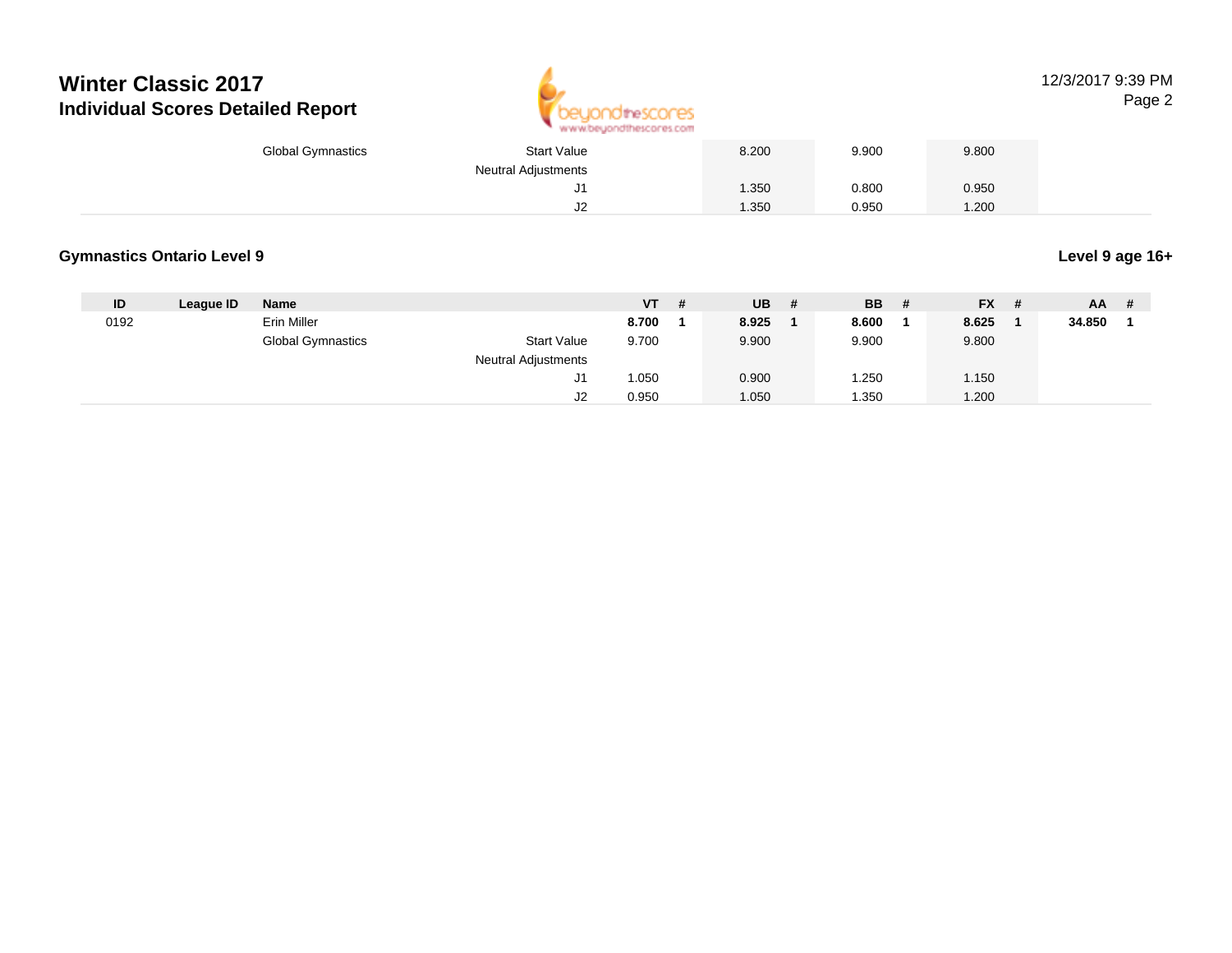| | | | | | | | | | | | | | | |
|---|---|---|---|---|---|---|---|---|---|---|---|---|---|---|
| | | Global Gymnastics | Start Value | | | 8.200 | | 9.900 | | 9.800 | | | | |
| | | | Neutral Adjustments | | | | | | | | | | | |
| | | | J1 | | | 1.350 | | 0.800 | | 0.950 | | | | |
| | | | J2 | | | 1.350 | | 0.950 | | 1.200 | | | | |

## Gymnastics Ontario Level 9

**Level 9 age 16+**

| ID | League ID | Name | | VT | # | UB | # | BB | # | FX | # | AA | # |
|---|---|---|---|---|---|---|---|---|---|---|---|---|---|
| 0192 | | Erin Miller | | **8.700** | **1** | **8.925** | **1** | **8.600** | **1** | **8.625** | **1** | **34.850** | **1** |
| | | Global Gymnastics | Start Value | 9.700 | | 9.900 | | 9.900 | | 9.800 | | | |
| | | | Neutral Adjustments | | | | | | | | | | |
| | | | J1 | 1.050 | | 0.900 | | 1.250 | | 1.150 | | | |
| | | | J2 | 0.950 | | 1.050 | | 1.350 | | 1.200 | | | |